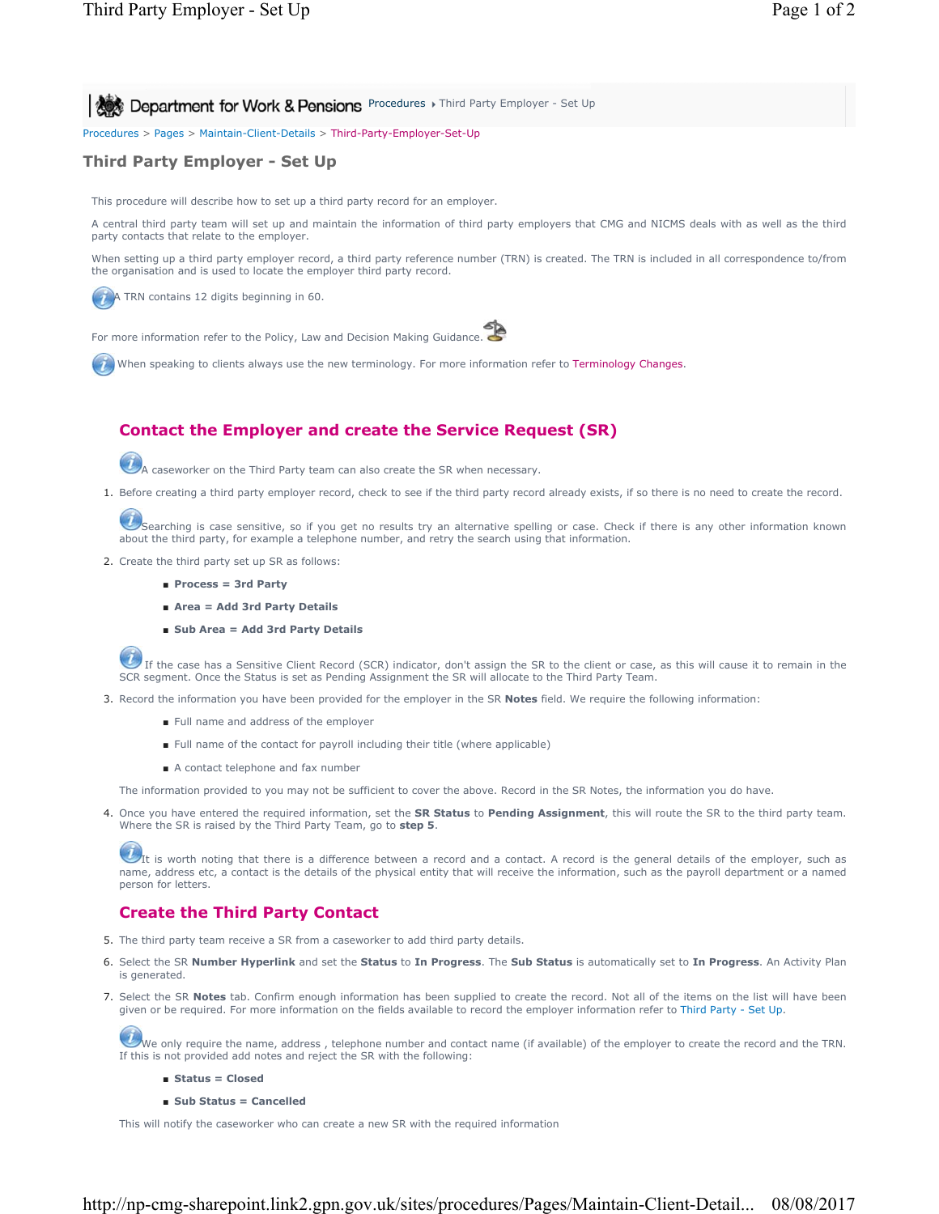Department for Work & Pensions Procedures › Third Party Employer - Set Up

Procedures > Pages > Maintain-Client-Details > Third-Party-Employer-Set-Up

# Third Party Employer - Set Up

This procedure will describe how to set up a third party record for an employer.

A central third party team will set up and maintain the information of third party employers that CMG and NICMS deals with as well as the third party contacts that relate to the employer.

When setting up a third party employer record, a third party reference number (TRN) is created. The TRN is included in all correspondence to/from the organisation and is used to locate the employer third party record.

A TRN contains 12 digits beginning in 60.

For more information refer to the Policy, Law and Decision Making Guidance.

When speaking to clients always use the new terminology. For more information refer to Terminology Changes.

## Contact the Employer and create the Service Request (SR)

A caseworker on the Third Party team can also create the SR when necessary.

1. Before creating a third party employer record, check to see if the third party record already exists, if so there is no need to create the record.

   Searching is case sensitive, so if you get no results try an alternative spelling or case. Check if there is any other information known about the third party, for example a telephone number, and retry the search using that information.

2. Create the third party set up SR as follows:
   - **Process = 3rd Party**
   - **Area = Add 3rd Party Details**
   - **Sub Area = Add 3rd Party Details**

   If the case has a Sensitive Client Record (SCR) indicator, don't assign the SR to the client or case, as this will cause it to remain in the SCR segment. Once the Status is set as Pending Assignment the SR will allocate to the Third Party Team.

3. Record the information you have been provided for the employer in the SR **Notes** field. We require the following information:
   - Full name and address of the employer
   - Full name of the contact for payroll including their title (where applicable)
   - A contact telephone and fax number

   The information provided to you may not be sufficient to cover the above. Record in the SR Notes, the information you do have.

4. Once you have entered the required information, set the **SR Status** to **Pending Assignment**, this will route the SR to the third party team. Where the SR is raised by the Third Party Team, go to **step 5**.

   It is worth noting that there is a difference between a record and a contact. A record is the general details of the employer, such as name, address etc, a contact is the details of the physical entity that will receive the information, such as the payroll department or a named person for letters.

## Create the Third Party Contact

5. The third party team receive a SR from a caseworker to add third party details.

6. Select the SR **Number Hyperlink** and set the **Status** to **In Progress**. The **Sub Status** is automatically set to **In Progress**. An Activity Plan is generated.

7. Select the SR **Notes** tab. Confirm enough information has been supplied to create the record. Not all of the items on the list will have been given or be required. For more information on the fields available to record the employer information refer to Third Party - Set Up.

   We only require the name, address , telephone number and contact name (if available) of the employer to create the record and the TRN. If this is not provided add notes and reject the SR with the following:
   - **Status = Closed**
   - **Sub Status = Cancelled**

   This will notify the caseworker who can create a new SR with the required information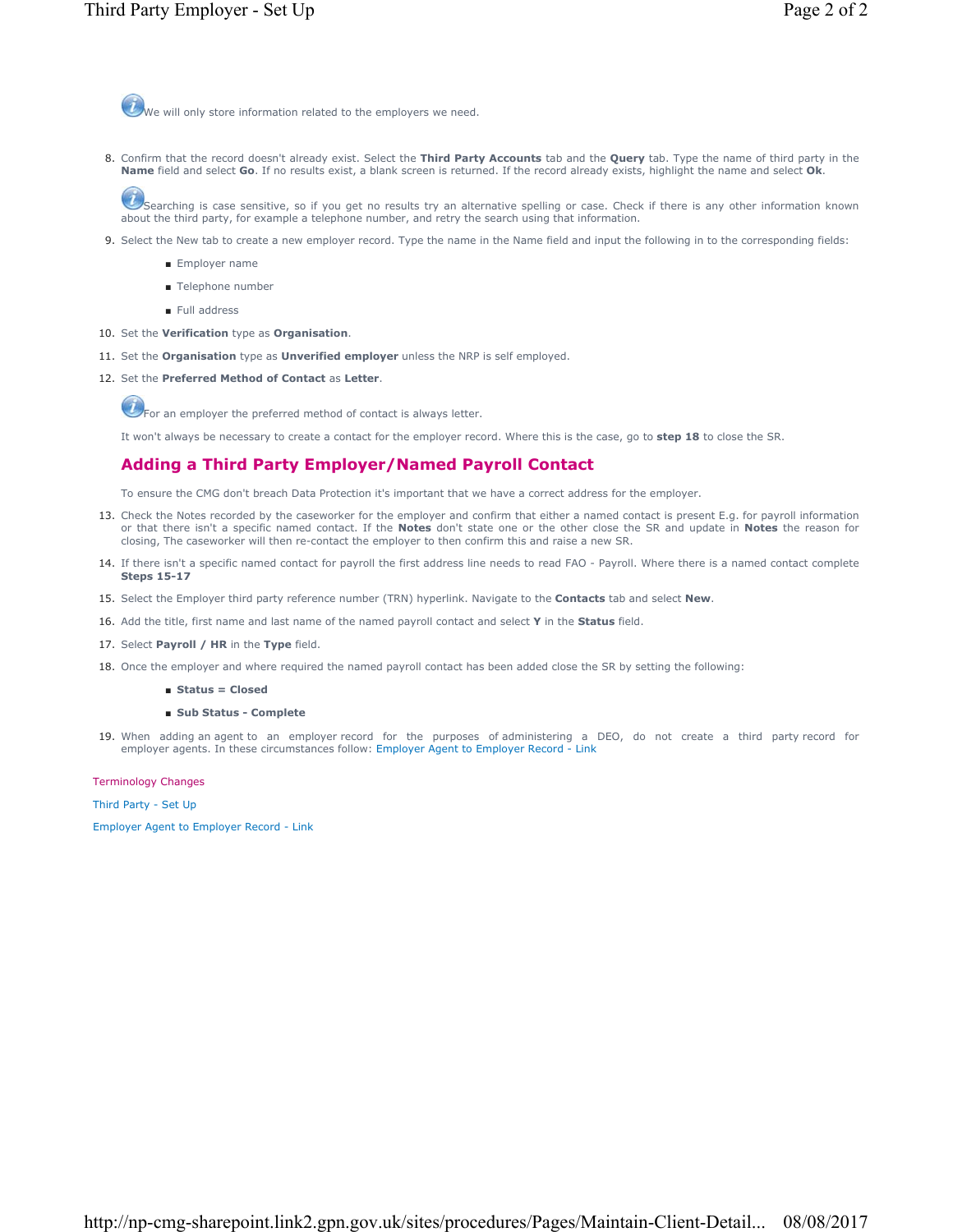We will only store information related to the employers we need.

8. Confirm that the record doesn't already exist. Select the **Third Party Accounts** tab and the **Query** tab. Type the name of third party in the **Name** field and select **Go**. If no results exist, a blank screen is returned. If the record already exists, highlight the name and select **Ok**.

   Searching is case sensitive, so if you get no results try an alternative spelling or case. Check if there is any other information known about the third party, for example a telephone number, and retry the search using that information.

9. Select the New tab to create a new employer record. Type the name in the Name field and input the following in to the corresponding fields:
   - Employer name
   - Telephone number
   - Full address
10. Set the **Verification** type as **Organisation**.
11. Set the **Organisation** type as **Unverified employer** unless the NRP is self employed.
12. Set the **Preferred Method of Contact** as **Letter**.

   For an employer the preferred method of contact is always letter.

   It won't always be necessary to create a contact for the employer record. Where this is the case, go to **step 18** to close the SR.

## Adding a Third Party Employer/Named Payroll Contact

To ensure the CMG don't breach Data Protection it's important that we have a correct address for the employer.

13. Check the Notes recorded by the caseworker for the employer and confirm that either a named contact is present E.g. for payroll information or that there isn't a specific named contact. If the **Notes** don't state one or the other close the SR and update in **Notes** the reason for closing, The caseworker will then re-contact the employer to then confirm this and raise a new SR.
14. If there isn't a specific named contact for payroll the first address line needs to read FAO - Payroll. Where there is a named contact complete **Steps 15-17**
15. Select the Employer third party reference number (TRN) hyperlink. Navigate to the **Contacts** tab and select **New**.
16. Add the title, first name and last name of the named payroll contact and select **Y** in the **Status** field.
17. Select **Payroll / HR** in the **Type** field.
18. Once the employer and where required the named payroll contact has been added close the SR by setting the following:
   - **Status = Closed**
   - **Sub Status - Complete**
19. When adding an agent to an employer record for the purposes of administering a DEO, do not create a third party record for employer agents. In these circumstances follow: Employer Agent to Employer Record - Link

Terminology Changes

Third Party - Set Up

Employer Agent to Employer Record - Link